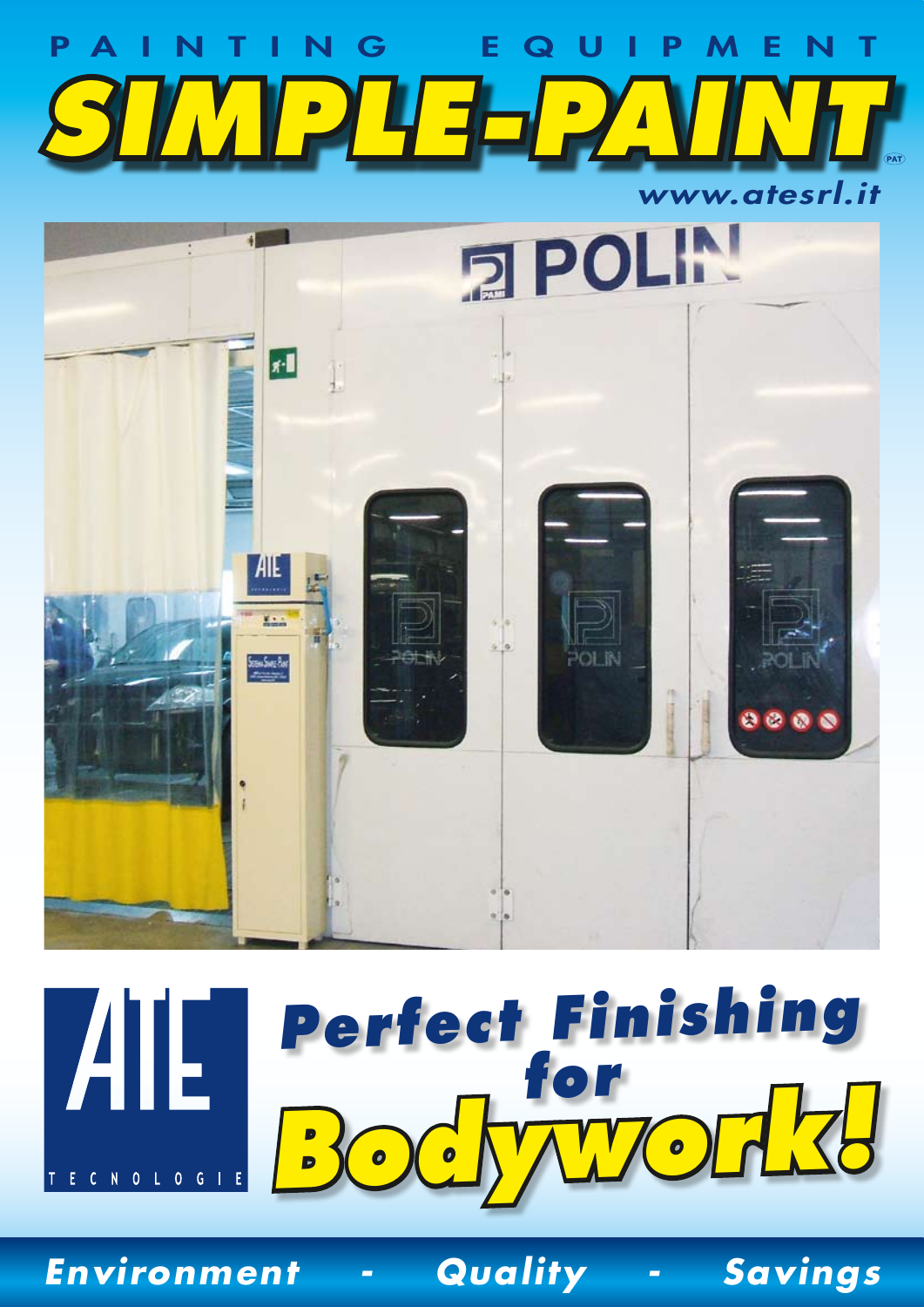PAINTING EQUIPMENT

# SIMPLE-PAINT

(PAT)

www.atesrl.it

ATE TECNOLOGIE

## Perfect Finishing for Bodywork!

**Environment - Quality - Savings**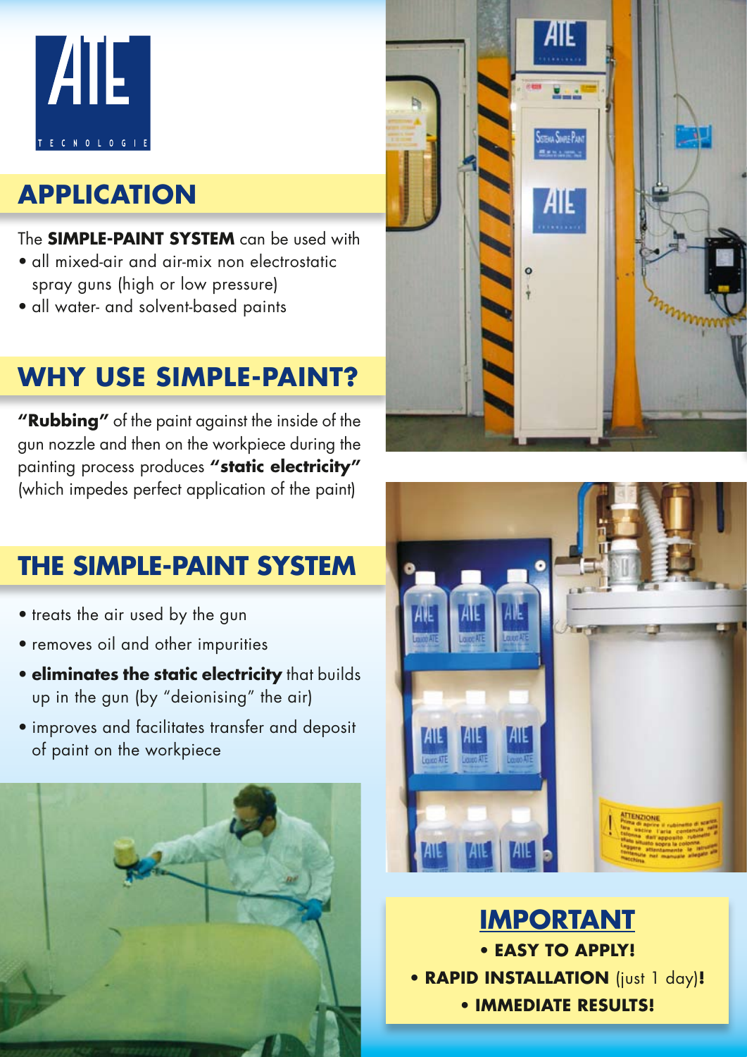## APPLICATION

The **SIMPLE-PAINT SYSTEM** can be used with

- all mixed-air and air-mix non electrostatic spray guns (high or low pressure)
- all water- and solvent-based paints

## WHY USE SIMPLE-PAINT?

**"Rubbing"** of the paint against the inside of the gun nozzle and then on the workpiece during the painting process produces **"static electricity"** (which impedes perfect application of the paint)

## THE SIMPLE-PAINT SYSTEM

- treats the air used by the gun
- removes oil and other impurities
- **eliminates the static electricity** that builds up in the gun (by "deionising" the air)
- improves and facilitates transfer and deposit of paint on the workpiece

## IMPORTANT

- **EASY TO APPLY!**
- **RAPID INSTALLATION** (just 1 day)**!**
- **IMMEDIATE RESULTS!**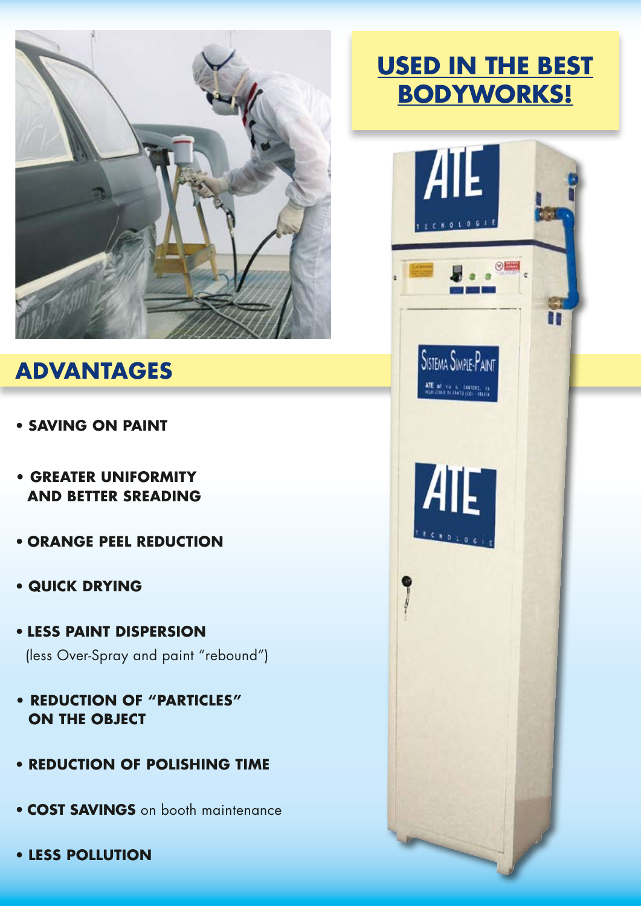# USED IN THE BEST BODYWORKS!

## ADVANTAGES

- **SAVING ON PAINT**
- **GREATER UNIFORMITY AND BETTER SREADING**
- **ORANGE PEEL REDUCTION**
- **QUICK DRYING**
- **LESS PAINT DISPERSION** (less Over-Spray and paint "rebound")
- **REDUCTION OF "PARTICLES" ON THE OBJECT**
- **REDUCTION OF POLISHING TIME**
- **COST SAVINGS** on booth maintenance
- **LESS POLLUTION**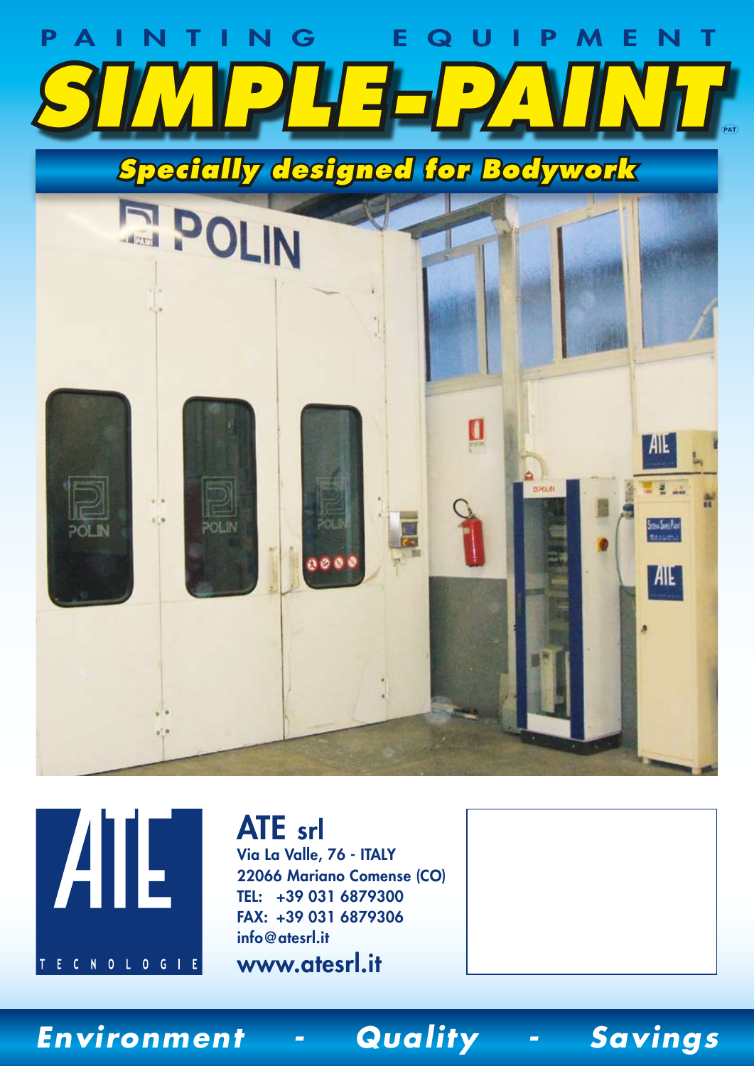# PAINTING EQUIPMENT

# SIMPLE-PAINT

PAT

## *Specially designed for Bodywork*

ATE

TECNOLOGIE

**ATE srl**
Via La Valle, 76 - ITALY
22066 Mariano Comense (CO)
TEL: +39 031 6879300
FAX: +39 031 6879306
info@atesrl.it
**www.atesrl.it**

***Environment - Quality - Savings***